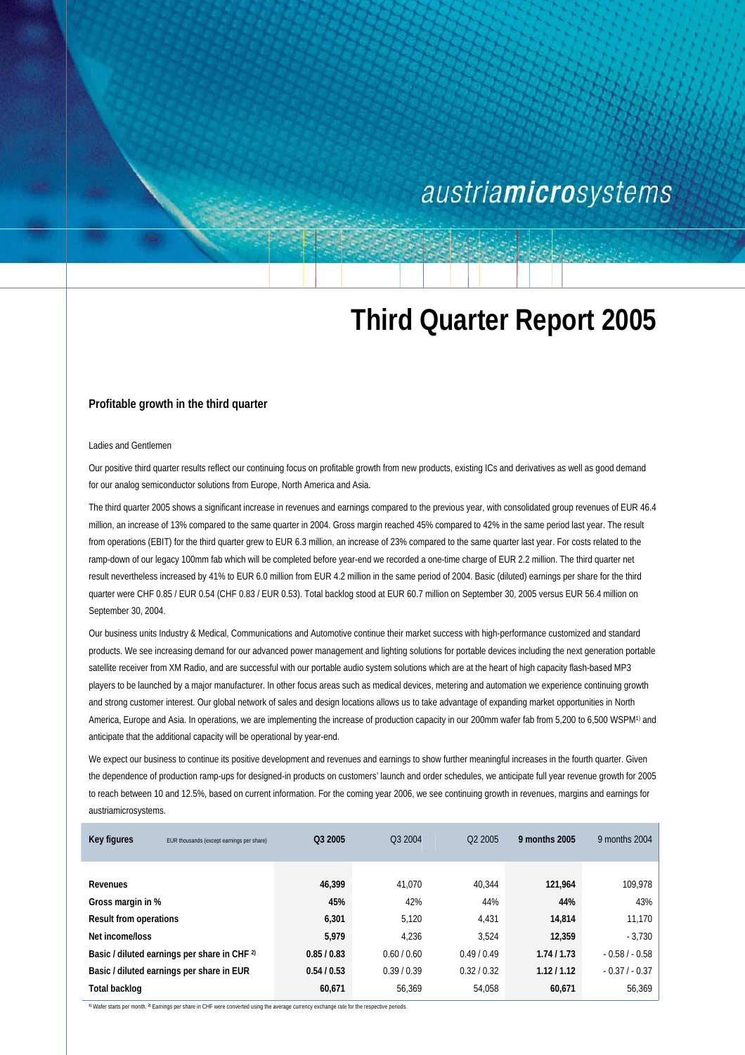austriamicrosystems

# Third Quarter Report 2005

## Profitable growth in the third quarter

Ladies and Gentlemen

Our positive third quarter results reflect our continuing focus on profitable growth from new products, existing ICs and derivatives as well as good demand for our analog semiconductor solutions from Europe, North America and Asia.

The third quarter 2005 shows a significant increase in revenues and earnings compared to the previous year, with consolidated group revenues of EUR 46.4 million, an increase of 13% compared to the same quarter in 2004. Gross margin reached 45% compared to 42% in the same period last year. The result from operations (EBIT) for the third quarter grew to EUR 6.3 million, an increase of 23% compared to the same quarter last year. For costs related to the ramp-down of our legacy 100mm fab which will be completed before year-end we recorded a one-time charge of EUR 2.2 million. The third quarter net result nevertheless increased by 41% to EUR 6.0 million from EUR 4.2 million in the same period of 2004. Basic (diluted) earnings per share for the third quarter were CHF 0.85 / EUR 0.54 (CHF 0.83 / EUR 0.53). Total backlog stood at EUR 60.7 million on September 30, 2005 versus EUR 56.4 million on September 30, 2004.

Our business units Industry & Medical, Communications and Automotive continue their market success with high-performance customized and standard products. We see increasing demand for our advanced power management and lighting solutions for portable devices including the next generation portable satellite receiver from XM Radio, and are successful with our portable audio system solutions which are at the heart of high capacity flash-based MP3 players to be launched by a major manufacturer. In other focus areas such as medical devices, metering and automation we experience continuing growth and strong customer interest. Our global network of sales and design locations allows us to take advantage of expanding market opportunities in North America, Europe and Asia. In operations, we are implementing the increase of production capacity in our 200mm wafer fab from 5,200 to 6,500 WSPM[1] and anticipate that the additional capacity will be operational by year-end.

We expect our business to continue its positive development and revenues and earnings to show further meaningful increases in the fourth quarter. Given the dependence of production ramp-ups for designed-in products on customers' launch and order schedules, we anticipate full year revenue growth for 2005 to reach between 10 and 12.5%, based on current information. For the coming year 2006, we see continuing growth in revenues, margins and earnings for austriamicrosystems.

| **Key figures** EUR thousands (except earnings per share) | **Q3 2005** | Q3 2004 | Q2 2005 | **9 months 2005** | 9 months 2004 |
|---|---|---|---|---|---|
| **Revenues** | **46,399** | 41,070 | 40,344 | **121,964** | 109,978 |
| **Gross margin in %** | **45%** | 42% | 44% | **44%** | 43% |
| **Result from operations** | **6,301** | 5,120 | 4,431 | **14,814** | 11,170 |
| **Net income/loss** | **5,979** | 4,236 | 3,524 | **12,359** | - 3,730 |
| **Basic / diluted earnings per share in CHF [2]** | **0.85 / 0.83** | 0.60 / 0.60 | 0.49 / 0.49 | **1.74 / 1.73** | - 0.58 / - 0.58 |
| **Basic / diluted earnings per share in EUR** | **0.54 / 0.53** | 0.39 / 0.39 | 0.32 / 0.32 | **1.12 / 1.12** | - 0.37 / - 0.37 |
| **Total backlog** | **60,671** | 56,369 | 54,058 | **60,671** | 56,369 |

[1] Wafer starts per month. [2] Earnings per share in CHF were converted using the average currency exchange rate for the respective periods.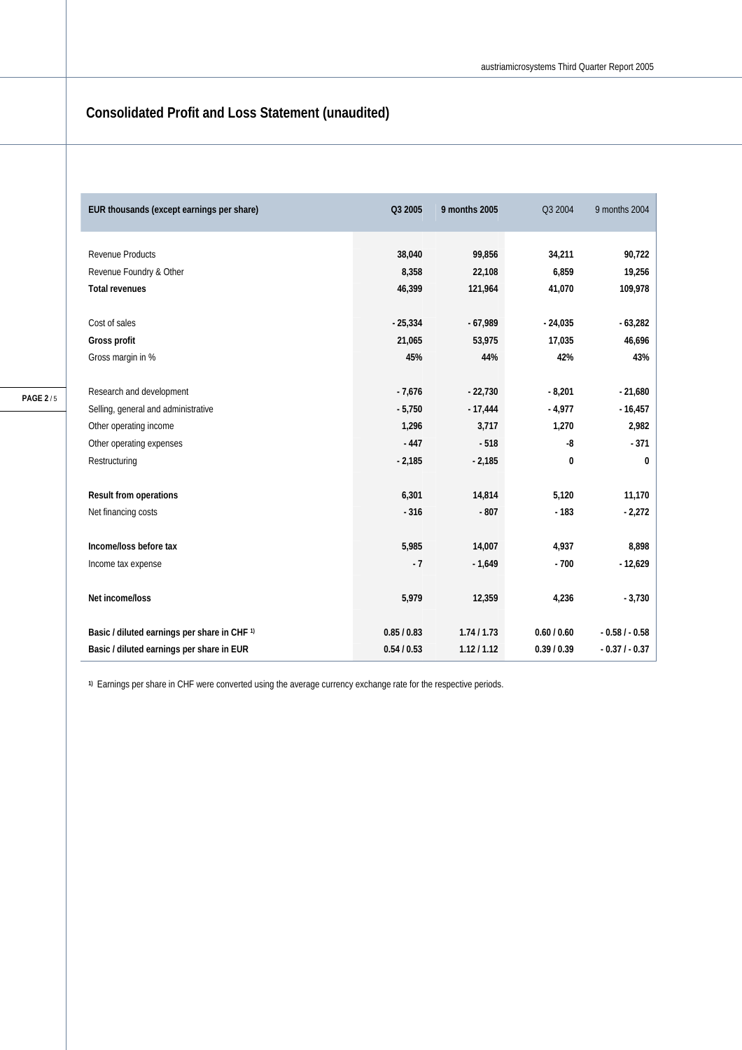## Consolidated Profit and Loss Statement (unaudited)

| EUR thousands (except earnings per share) | Q3 2005 | 9 months 2005 | Q3 2004 | 9 months 2004 |
|---|---|---|---|---|
| Revenue Products | 38,040 | 99,856 | 34,211 | 90,722 |
| Revenue Foundry & Other | 8,358 | 22,108 | 6,859 | 19,256 |
| **Total revenues** | 46,399 | 121,964 | 41,070 | 109,978 |
| | | | | |
| Cost of sales | - 25,334 | - 67,989 | - 24,035 | - 63,282 |
| **Gross profit** | 21,065 | 53,975 | 17,035 | 46,696 |
| Gross margin in % | 45% | 44% | 42% | 43% |
| | | | | |
| Research and development | - 7,676 | - 22,730 | - 8,201 | - 21,680 |
| Selling, general and administrative | - 5,750 | - 17,444 | - 4,977 | - 16,457 |
| Other operating income | 1,296 | 3,717 | 1,270 | 2,982 |
| Other operating expenses | - 447 | - 518 | -8 | - 371 |
| Restructuring | - 2,185 | - 2,185 | 0 | 0 |
| | | | | |
| **Result from operations** | 6,301 | 14,814 | 5,120 | 11,170 |
| Net financing costs | - 316 | - 807 | - 183 | - 2,272 |
| | | | | |
| **Income/loss before tax** | 5,985 | 14,007 | 4,937 | 8,898 |
| Income tax expense | - 7 | - 1,649 | - 700 | - 12,629 |
| | | | | |
| **Net income/loss** | 5,979 | 12,359 | 4,236 | - 3,730 |
| | | | | |
| **Basic / diluted earnings per share in CHF [1]** | 0.85 / 0.83 | 1.74 / 1.73 | 0.60 / 0.60 | - 0.58 / - 0.58 |
| **Basic / diluted earnings per share in EUR** | 0.54 / 0.53 | 1.12 / 1.12 | 0.39 / 0.39 | - 0.37 / - 0.37 |

[1] Earnings per share in CHF were converted using the average currency exchange rate for the respective periods.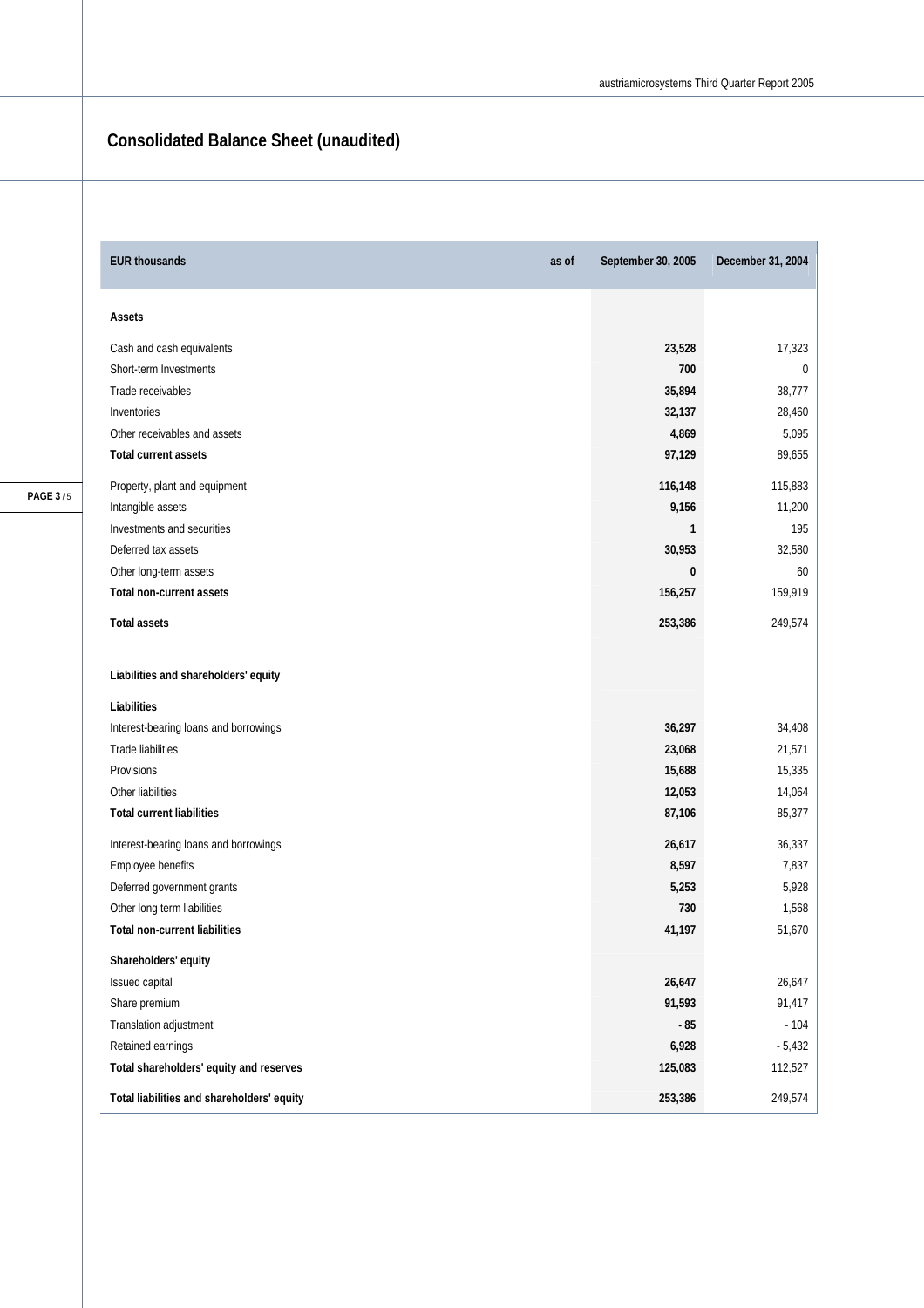# Consolidated Balance Sheet (unaudited)

| EUR thousands as of | September 30, 2005 | December 31, 2004 |
|---|---|---|
| **Assets** | | |
| Cash and cash equivalents | **23,528** | 17,323 |
| Short-term Investments | **700** | 0 |
| Trade receivables | **35,894** | 38,777 |
| Inventories | **32,137** | 28,460 |
| Other receivables and assets | **4,869** | 5,095 |
| **Total current assets** | **97,129** | 89,655 |
| Property, plant and equipment | **116,148** | 115,883 |
| Intangible assets | **9,156** | 11,200 |
| Investments and securities | **1** | 195 |
| Deferred tax assets | **30,953** | 32,580 |
| Other long-term assets | **0** | 60 |
| **Total non-current assets** | **156,257** | 159,919 |
| **Total assets** | **253,386** | 249,574 |
| **Liabilities and shareholders' equity** | | |
| **Liabilities** | | |
| Interest-bearing loans and borrowings | **36,297** | 34,408 |
| Trade liabilities | **23,068** | 21,571 |
| Provisions | **15,688** | 15,335 |
| Other liabilities | **12,053** | 14,064 |
| **Total current liabilities** | **87,106** | 85,377 |
| Interest-bearing loans and borrowings | **26,617** | 36,337 |
| Employee benefits | **8,597** | 7,837 |
| Deferred government grants | **5,253** | 5,928 |
| Other long term liabilities | **730** | 1,568 |
| **Total non-current liabilities** | **41,197** | 51,670 |
| **Shareholders' equity** | | |
| Issued capital | **26,647** | 26,647 |
| Share premium | **91,593** | 91,417 |
| Translation adjustment | **- 85** | - 104 |
| Retained earnings | **6,928** | - 5,432 |
| **Total shareholders' equity and reserves** | **125,083** | 112,527 |
| **Total liabilities and shareholders' equity** | **253,386** | 249,574 |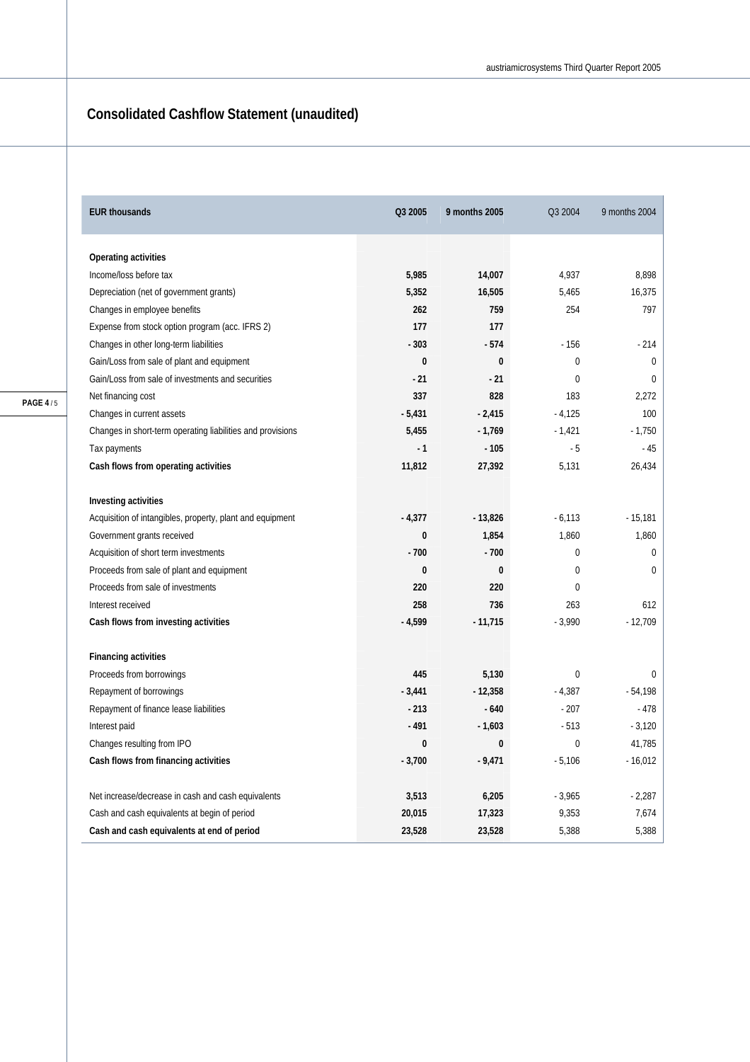## Consolidated Cashflow Statement (unaudited)

| EUR thousands | Q3 2005 | 9 months 2005 | Q3 2004 | 9 months 2004 |
|---|---|---|---|---|
| **Operating activities** | | | | |
| Income/loss before tax | **5,985** | **14,007** | 4,937 | 8,898 |
| Depreciation (net of government grants) | **5,352** | **16,505** | 5,465 | 16,375 |
| Changes in employee benefits | **262** | **759** | 254 | 797 |
| Expense from stock option program (acc. IFRS 2) | **177** | **177** | | |
| Changes in other long-term liabilities | **- 303** | **- 574** | - 156 | - 214 |
| Gain/Loss from sale of plant and equipment | **0** | **0** | 0 | 0 |
| Gain/Loss from sale of investments and securities | **- 21** | **- 21** | 0 | 0 |
| Net financing cost | **337** | **828** | 183 | 2,272 |
| Changes in current assets | **- 5,431** | **- 2,415** | - 4,125 | 100 |
| Changes in short-term operating liabilities and provisions | **5,455** | **- 1,769** | - 1,421 | - 1,750 |
| Tax payments | **- 1** | **- 105** | - 5 | - 45 |
| **Cash flows from operating activities** | **11,812** | **27,392** | 5,131 | 26,434 |
| **Investing activities** | | | | |
| Acquisition of intangibles, property, plant and equipment | **- 4,377** | **- 13,826** | - 6,113 | - 15,181 |
| Government grants received | **0** | **1,854** | 1,860 | 1,860 |
| Acquisition of short term investments | **- 700** | **- 700** | 0 | 0 |
| Proceeds from sale of plant and equipment | **0** | **0** | 0 | 0 |
| Proceeds from sale of investments | **220** | **220** | 0 | |
| Interest received | **258** | **736** | 263 | 612 |
| **Cash flows from investing activities** | **- 4,599** | **- 11,715** | - 3,990 | - 12,709 |
| **Financing activities** | | | | |
| Proceeds from borrowings | **445** | **5,130** | 0 | 0 |
| Repayment of borrowings | **- 3,441** | **- 12,358** | - 4,387 | - 54,198 |
| Repayment of finance lease liabilities | **- 213** | **- 640** | - 207 | - 478 |
| Interest paid | **- 491** | **- 1,603** | - 513 | - 3,120 |
| Changes resulting from IPO | **0** | **0** | 0 | 41,785 |
| **Cash flows from financing activities** | **- 3,700** | **- 9,471** | - 5,106 | - 16,012 |
| Net increase/decrease in cash and cash equivalents | **3,513** | **6,205** | - 3,965 | - 2,287 |
| Cash and cash equivalents at begin of period | **20,015** | **17,323** | 9,353 | 7,674 |
| **Cash and cash equivalents at end of period** | **23,528** | **23,528** | 5,388 | 5,388 |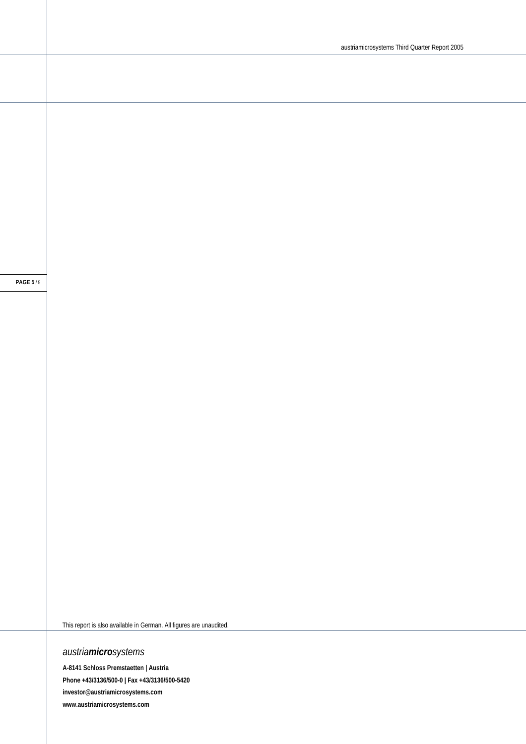This report is also available in German. All figures are unaudited.

*austria**micro**systems*

**A-8141 Schloss Premstaetten | Austria**

**Phone +43/3136/500-0 | Fax +43/3136/500-5420**

**investor@austriamicrosystems.com**

**www.austriamicrosystems.com**